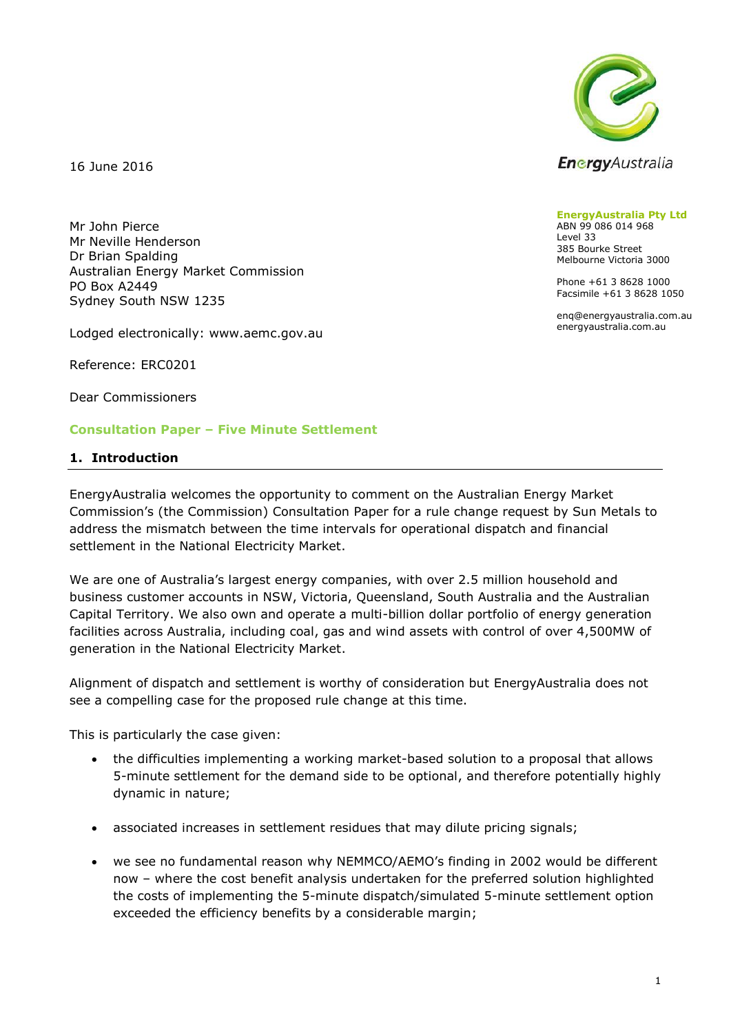16 June 2016

Mr John Pierce
Mr Neville Henderson
Dr Brian Spalding
Australian Energy Market Commission
PO Box A2449
Sydney South NSW 1235

Lodged electronically: www.aemc.gov.au

Reference: ERC0201

**EnergyAustralia Pty Ltd**
ABN 99 086 014 968
Level 33
385 Bourke Street
Melbourne Victoria 3000

Phone +61 3 8628 1000
Facsimile +61 3 8628 1050

enq@energyaustralia.com.au
energyaustralia.com.au

Dear Commissioners

**Consultation Paper – Five Minute Settlement**

## 1. Introduction

EnergyAustralia welcomes the opportunity to comment on the Australian Energy Market Commission's (the Commission) Consultation Paper for a rule change request by Sun Metals to address the mismatch between the time intervals for operational dispatch and financial settlement in the National Electricity Market.

We are one of Australia's largest energy companies, with over 2.5 million household and business customer accounts in NSW, Victoria, Queensland, South Australia and the Australian Capital Territory. We also own and operate a multi-billion dollar portfolio of energy generation facilities across Australia, including coal, gas and wind assets with control of over 4,500MW of generation in the National Electricity Market.

Alignment of dispatch and settlement is worthy of consideration but EnergyAustralia does not see a compelling case for the proposed rule change at this time.

This is particularly the case given:

- the difficulties implementing a working market-based solution to a proposal that allows 5-minute settlement for the demand side to be optional, and therefore potentially highly dynamic in nature;
- associated increases in settlement residues that may dilute pricing signals;
- we see no fundamental reason why NEMMCO/AEMO's finding in 2002 would be different now – where the cost benefit analysis undertaken for the preferred solution highlighted the costs of implementing the 5-minute dispatch/simulated 5-minute settlement option exceeded the efficiency benefits by a considerable margin;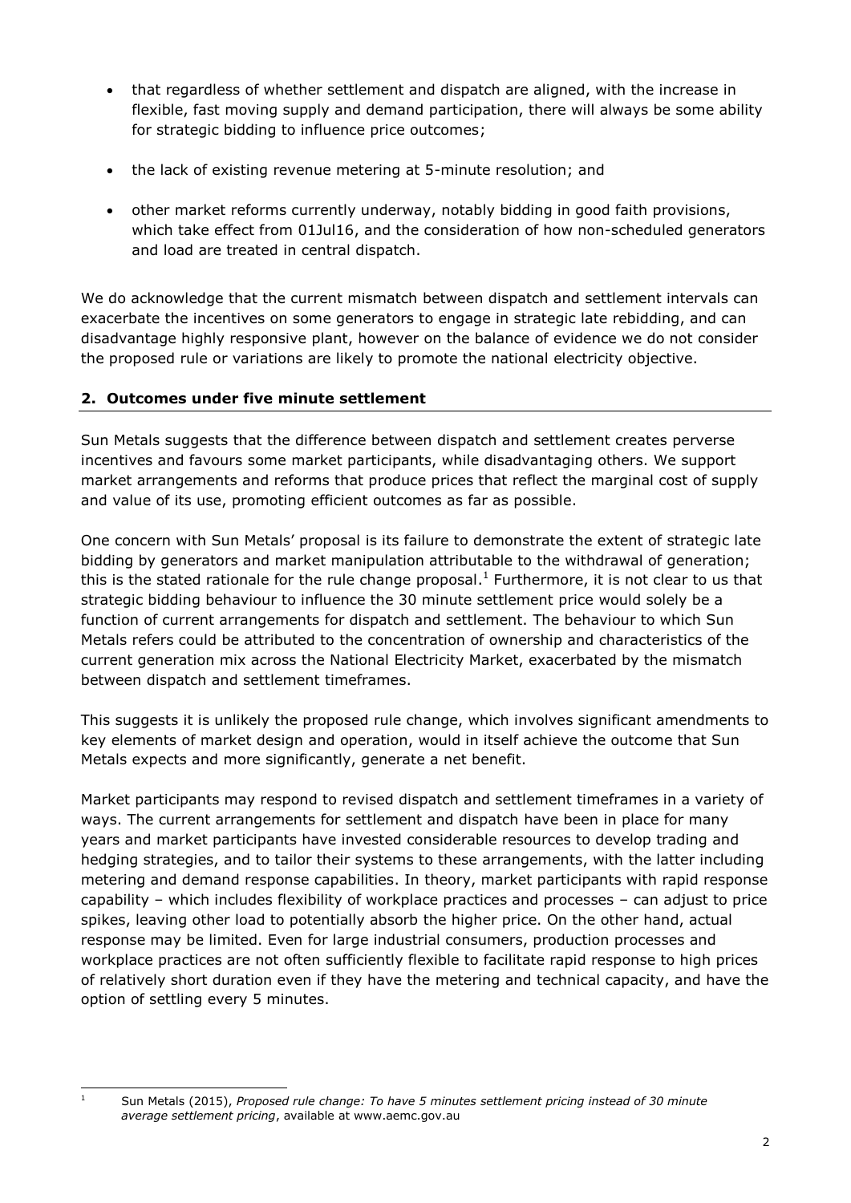- that regardless of whether settlement and dispatch are aligned, with the increase in flexible, fast moving supply and demand participation, there will always be some ability for strategic bidding to influence price outcomes;
- the lack of existing revenue metering at 5-minute resolution; and
- other market reforms currently underway, notably bidding in good faith provisions, which take effect from 01Jul16, and the consideration of how non-scheduled generators and load are treated in central dispatch.

We do acknowledge that the current mismatch between dispatch and settlement intervals can exacerbate the incentives on some generators to engage in strategic late rebidding, and can disadvantage highly responsive plant, however on the balance of evidence we do not consider the proposed rule or variations are likely to promote the national electricity objective.

## 2. Outcomes under five minute settlement

Sun Metals suggests that the difference between dispatch and settlement creates perverse incentives and favours some market participants, while disadvantaging others. We support market arrangements and reforms that produce prices that reflect the marginal cost of supply and value of its use, promoting efficient outcomes as far as possible.

One concern with Sun Metals' proposal is its failure to demonstrate the extent of strategic late bidding by generators and market manipulation attributable to the withdrawal of generation; this is the stated rationale for the rule change proposal.[1] Furthermore, it is not clear to us that strategic bidding behaviour to influence the 30 minute settlement price would solely be a function of current arrangements for dispatch and settlement. The behaviour to which Sun Metals refers could be attributed to the concentration of ownership and characteristics of the current generation mix across the National Electricity Market, exacerbated by the mismatch between dispatch and settlement timeframes.

This suggests it is unlikely the proposed rule change, which involves significant amendments to key elements of market design and operation, would in itself achieve the outcome that Sun Metals expects and more significantly, generate a net benefit.

Market participants may respond to revised dispatch and settlement timeframes in a variety of ways. The current arrangements for settlement and dispatch have been in place for many years and market participants have invested considerable resources to develop trading and hedging strategies, and to tailor their systems to these arrangements, with the latter including metering and demand response capabilities. In theory, market participants with rapid response capability – which includes flexibility of workplace practices and processes – can adjust to price spikes, leaving other load to potentially absorb the higher price. On the other hand, actual response may be limited. Even for large industrial consumers, production processes and workplace practices are not often sufficiently flexible to facilitate rapid response to high prices of relatively short duration even if they have the metering and technical capacity, and have the option of settling every 5 minutes.

---

[1] Sun Metals (2015), *Proposed rule change: To have 5 minutes settlement pricing instead of 30 minute average settlement pricing*, available at www.aemc.gov.au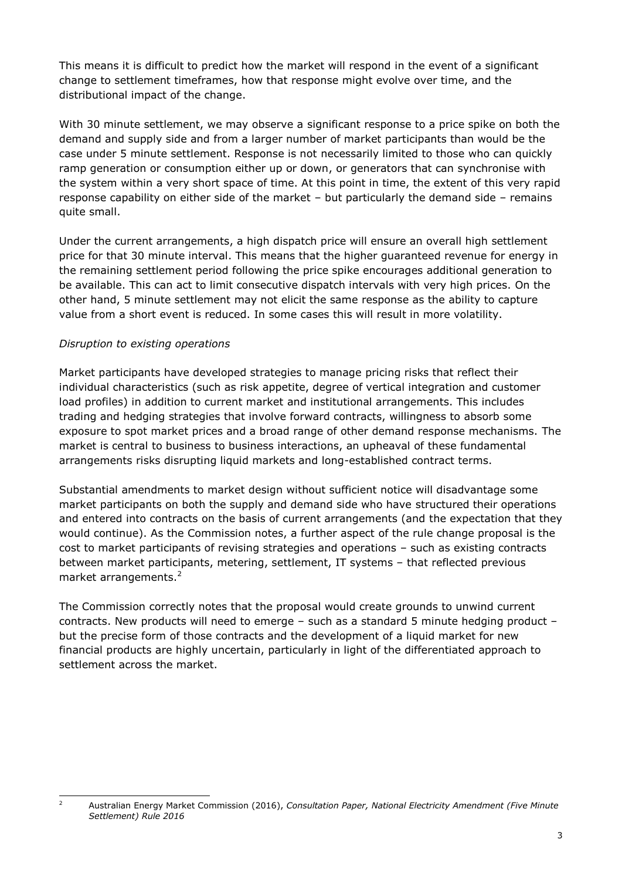This means it is difficult to predict how the market will respond in the event of a significant change to settlement timeframes, how that response might evolve over time, and the distributional impact of the change.

With 30 minute settlement, we may observe a significant response to a price spike on both the demand and supply side and from a larger number of market participants than would be the case under 5 minute settlement. Response is not necessarily limited to those who can quickly ramp generation or consumption either up or down, or generators that can synchronise with the system within a very short space of time. At this point in time, the extent of this very rapid response capability on either side of the market – but particularly the demand side – remains quite small.

Under the current arrangements, a high dispatch price will ensure an overall high settlement price for that 30 minute interval. This means that the higher guaranteed revenue for energy in the remaining settlement period following the price spike encourages additional generation to be available. This can act to limit consecutive dispatch intervals with very high prices. On the other hand, 5 minute settlement may not elicit the same response as the ability to capture value from a short event is reduced. In some cases this will result in more volatility.

*Disruption to existing operations*

Market participants have developed strategies to manage pricing risks that reflect their individual characteristics (such as risk appetite, degree of vertical integration and customer load profiles) in addition to current market and institutional arrangements. This includes trading and hedging strategies that involve forward contracts, willingness to absorb some exposure to spot market prices and a broad range of other demand response mechanisms. The market is central to business to business interactions, an upheaval of these fundamental arrangements risks disrupting liquid markets and long-established contract terms.

Substantial amendments to market design without sufficient notice will disadvantage some market participants on both the supply and demand side who have structured their operations and entered into contracts on the basis of current arrangements (and the expectation that they would continue). As the Commission notes, a further aspect of the rule change proposal is the cost to market participants of revising strategies and operations – such as existing contracts between market participants, metering, settlement, IT systems – that reflected previous market arrangements.[2]

The Commission correctly notes that the proposal would create grounds to unwind current contracts. New products will need to emerge – such as a standard 5 minute hedging product – but the precise form of those contracts and the development of a liquid market for new financial products are highly uncertain, particularly in light of the differentiated approach to settlement across the market.

---

[2] Australian Energy Market Commission (2016), *Consultation Paper, National Electricity Amendment (Five Minute Settlement) Rule 2016*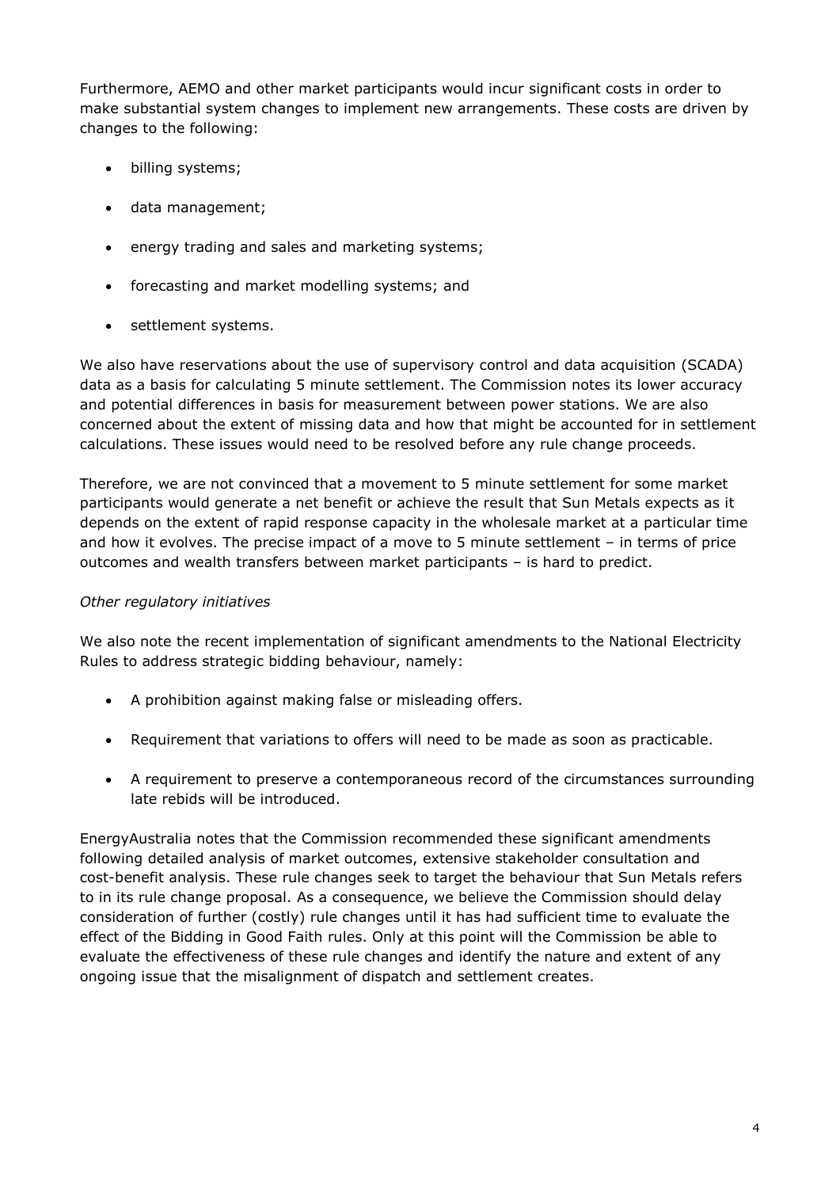Furthermore, AEMO and other market participants would incur significant costs in order to make substantial system changes to implement new arrangements. These costs are driven by changes to the following:

- billing systems;
- data management;
- energy trading and sales and marketing systems;
- forecasting and market modelling systems; and
- settlement systems.

We also have reservations about the use of supervisory control and data acquisition (SCADA) data as a basis for calculating 5 minute settlement. The Commission notes its lower accuracy and potential differences in basis for measurement between power stations. We are also concerned about the extent of missing data and how that might be accounted for in settlement calculations. These issues would need to be resolved before any rule change proceeds.

Therefore, we are not convinced that a movement to 5 minute settlement for some market participants would generate a net benefit or achieve the result that Sun Metals expects as it depends on the extent of rapid response capacity in the wholesale market at a particular time and how it evolves. The precise impact of a move to 5 minute settlement – in terms of price outcomes and wealth transfers between market participants – is hard to predict.

*Other regulatory initiatives*

We also note the recent implementation of significant amendments to the National Electricity Rules to address strategic bidding behaviour, namely:

- A prohibition against making false or misleading offers.
- Requirement that variations to offers will need to be made as soon as practicable.
- A requirement to preserve a contemporaneous record of the circumstances surrounding late rebids will be introduced.

EnergyAustralia notes that the Commission recommended these significant amendments following detailed analysis of market outcomes, extensive stakeholder consultation and cost-benefit analysis. These rule changes seek to target the behaviour that Sun Metals refers to in its rule change proposal. As a consequence, we believe the Commission should delay consideration of further (costly) rule changes until it has had sufficient time to evaluate the effect of the Bidding in Good Faith rules. Only at this point will the Commission be able to evaluate the effectiveness of these rule changes and identify the nature and extent of any ongoing issue that the misalignment of dispatch and settlement creates.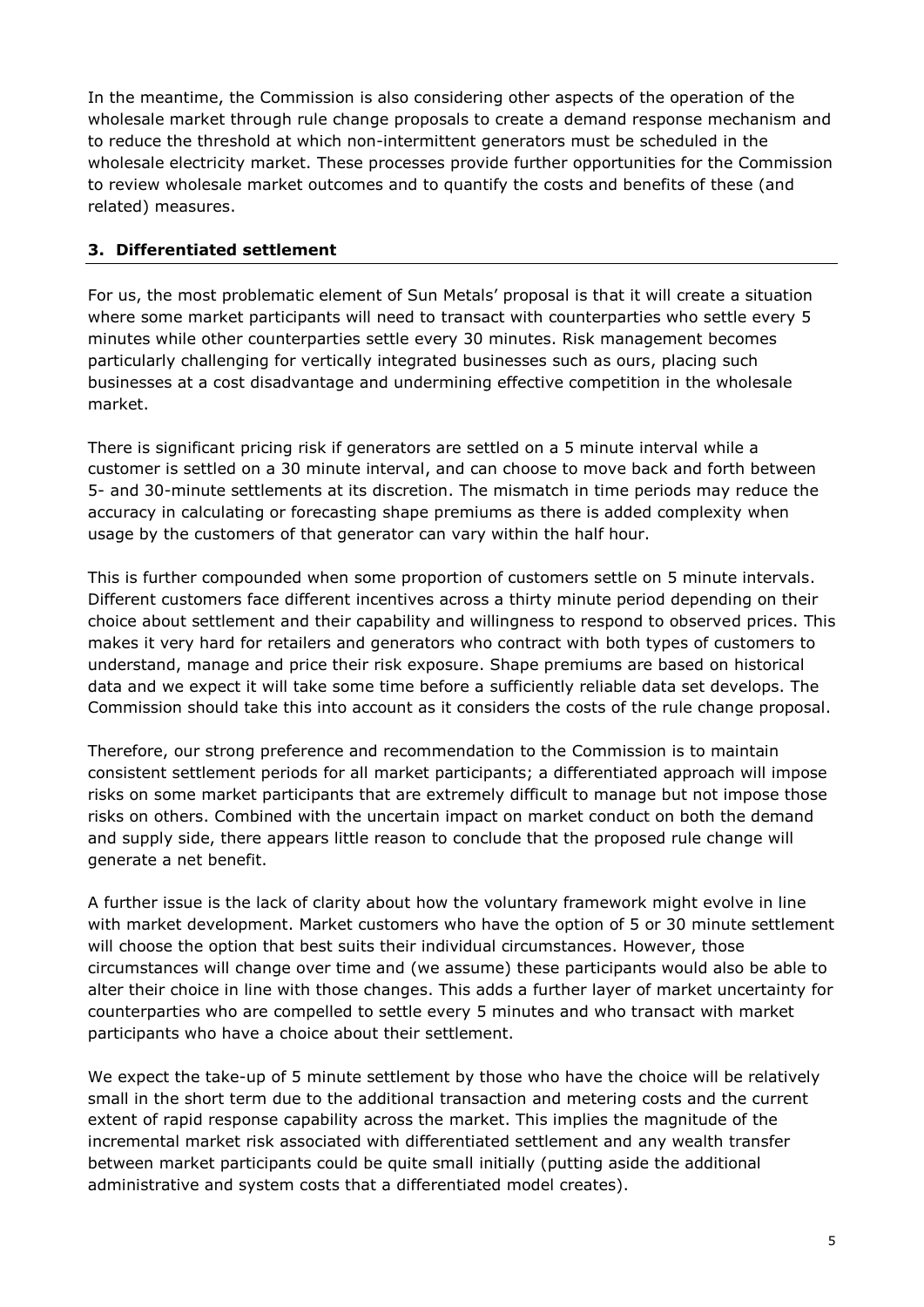In the meantime, the Commission is also considering other aspects of the operation of the wholesale market through rule change proposals to create a demand response mechanism and to reduce the threshold at which non-intermittent generators must be scheduled in the wholesale electricity market. These processes provide further opportunities for the Commission to review wholesale market outcomes and to quantify the costs and benefits of these (and related) measures.

## 3. Differentiated settlement

For us, the most problematic element of Sun Metals' proposal is that it will create a situation where some market participants will need to transact with counterparties who settle every 5 minutes while other counterparties settle every 30 minutes. Risk management becomes particularly challenging for vertically integrated businesses such as ours, placing such businesses at a cost disadvantage and undermining effective competition in the wholesale market.

There is significant pricing risk if generators are settled on a 5 minute interval while a customer is settled on a 30 minute interval, and can choose to move back and forth between 5- and 30-minute settlements at its discretion. The mismatch in time periods may reduce the accuracy in calculating or forecasting shape premiums as there is added complexity when usage by the customers of that generator can vary within the half hour.

This is further compounded when some proportion of customers settle on 5 minute intervals. Different customers face different incentives across a thirty minute period depending on their choice about settlement and their capability and willingness to respond to observed prices. This makes it very hard for retailers and generators who contract with both types of customers to understand, manage and price their risk exposure. Shape premiums are based on historical data and we expect it will take some time before a sufficiently reliable data set develops. The Commission should take this into account as it considers the costs of the rule change proposal.

Therefore, our strong preference and recommendation to the Commission is to maintain consistent settlement periods for all market participants; a differentiated approach will impose risks on some market participants that are extremely difficult to manage but not impose those risks on others. Combined with the uncertain impact on market conduct on both the demand and supply side, there appears little reason to conclude that the proposed rule change will generate a net benefit.

A further issue is the lack of clarity about how the voluntary framework might evolve in line with market development. Market customers who have the option of 5 or 30 minute settlement will choose the option that best suits their individual circumstances. However, those circumstances will change over time and (we assume) these participants would also be able to alter their choice in line with those changes. This adds a further layer of market uncertainty for counterparties who are compelled to settle every 5 minutes and who transact with market participants who have a choice about their settlement.

We expect the take-up of 5 minute settlement by those who have the choice will be relatively small in the short term due to the additional transaction and metering costs and the current extent of rapid response capability across the market. This implies the magnitude of the incremental market risk associated with differentiated settlement and any wealth transfer between market participants could be quite small initially (putting aside the additional administrative and system costs that a differentiated model creates).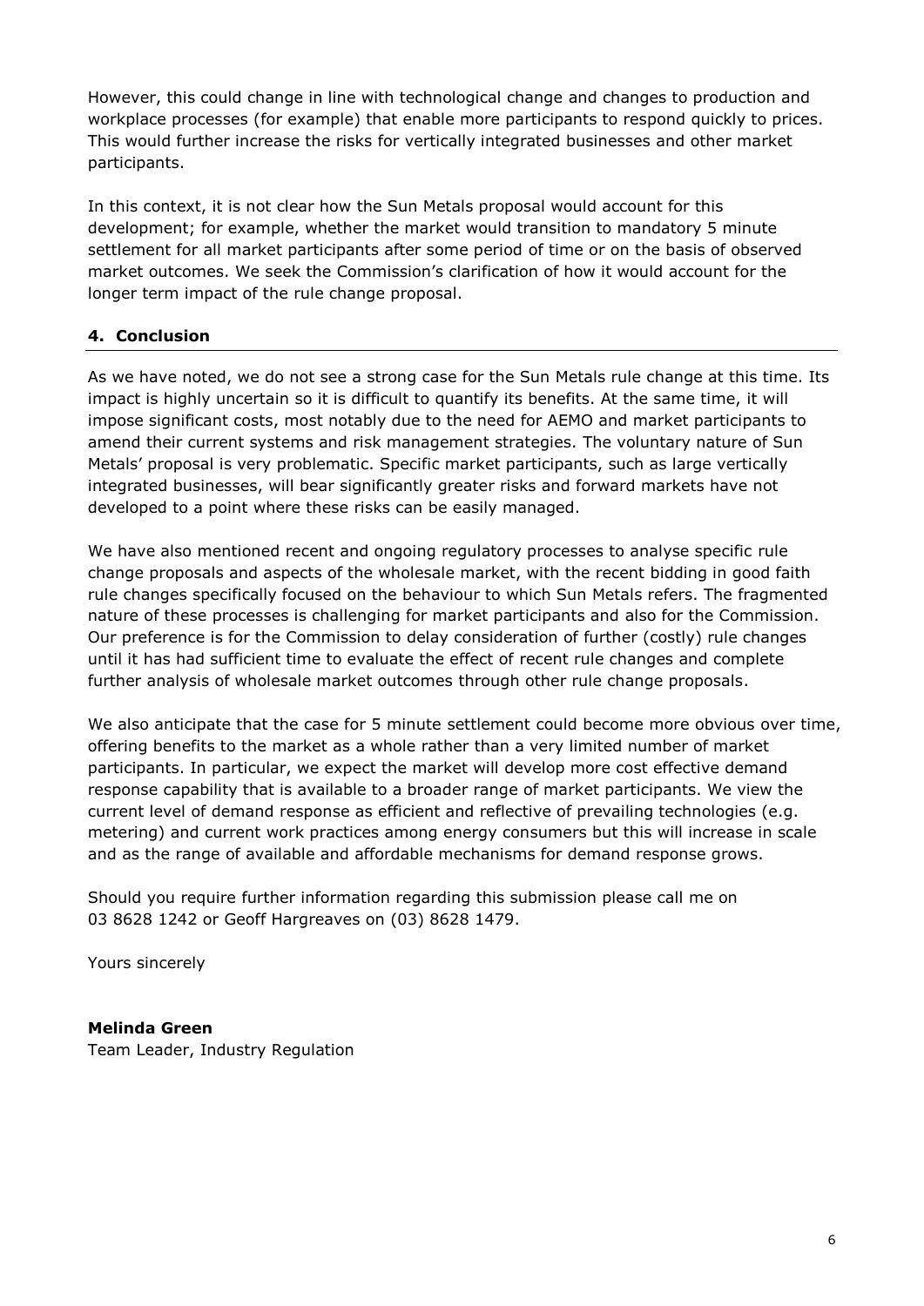However, this could change in line with technological change and changes to production and workplace processes (for example) that enable more participants to respond quickly to prices. This would further increase the risks for vertically integrated businesses and other market participants.

In this context, it is not clear how the Sun Metals proposal would account for this development; for example, whether the market would transition to mandatory 5 minute settlement for all market participants after some period of time or on the basis of observed market outcomes. We seek the Commission's clarification of how it would account for the longer term impact of the rule change proposal.

## 4. Conclusion

As we have noted, we do not see a strong case for the Sun Metals rule change at this time. Its impact is highly uncertain so it is difficult to quantify its benefits. At the same time, it will impose significant costs, most notably due to the need for AEMO and market participants to amend their current systems and risk management strategies. The voluntary nature of Sun Metals' proposal is very problematic. Specific market participants, such as large vertically integrated businesses, will bear significantly greater risks and forward markets have not developed to a point where these risks can be easily managed.

We have also mentioned recent and ongoing regulatory processes to analyse specific rule change proposals and aspects of the wholesale market, with the recent bidding in good faith rule changes specifically focused on the behaviour to which Sun Metals refers. The fragmented nature of these processes is challenging for market participants and also for the Commission. Our preference is for the Commission to delay consideration of further (costly) rule changes until it has had sufficient time to evaluate the effect of recent rule changes and complete further analysis of wholesale market outcomes through other rule change proposals.

We also anticipate that the case for 5 minute settlement could become more obvious over time, offering benefits to the market as a whole rather than a very limited number of market participants. In particular, we expect the market will develop more cost effective demand response capability that is available to a broader range of market participants. We view the current level of demand response as efficient and reflective of prevailing technologies (e.g. metering) and current work practices among energy consumers but this will increase in scale and as the range of available and affordable mechanisms for demand response grows.

Should you require further information regarding this submission please call me on 03 8628 1242 or Geoff Hargreaves on (03) 8628 1479.

Yours sincerely

**Melinda Green**
Team Leader, Industry Regulation